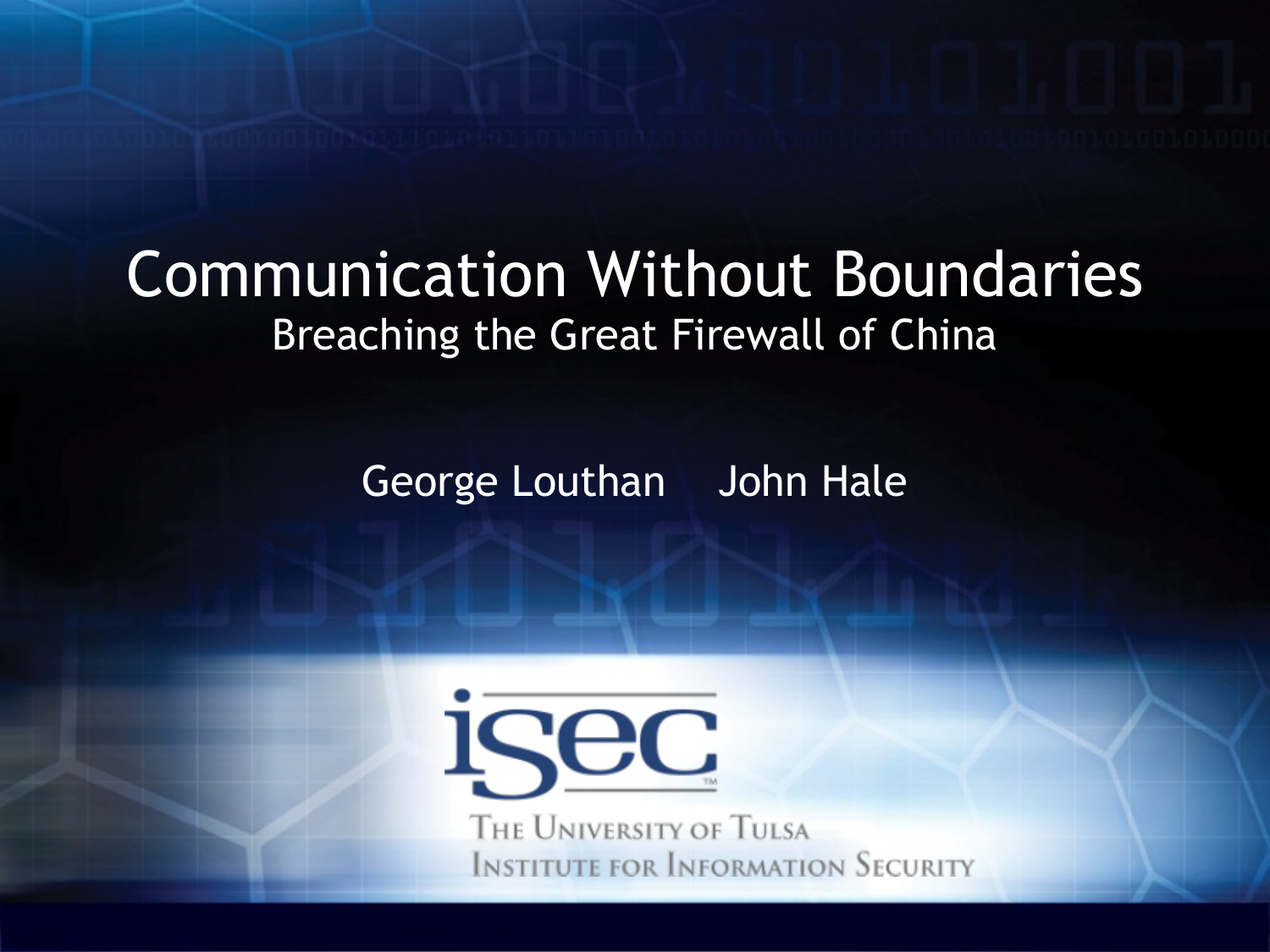# Communication Without Boundaries

## Breaching the Great Firewall of China

George Louthan John Hale

isec

The University of Tulsa
Institute for Information Security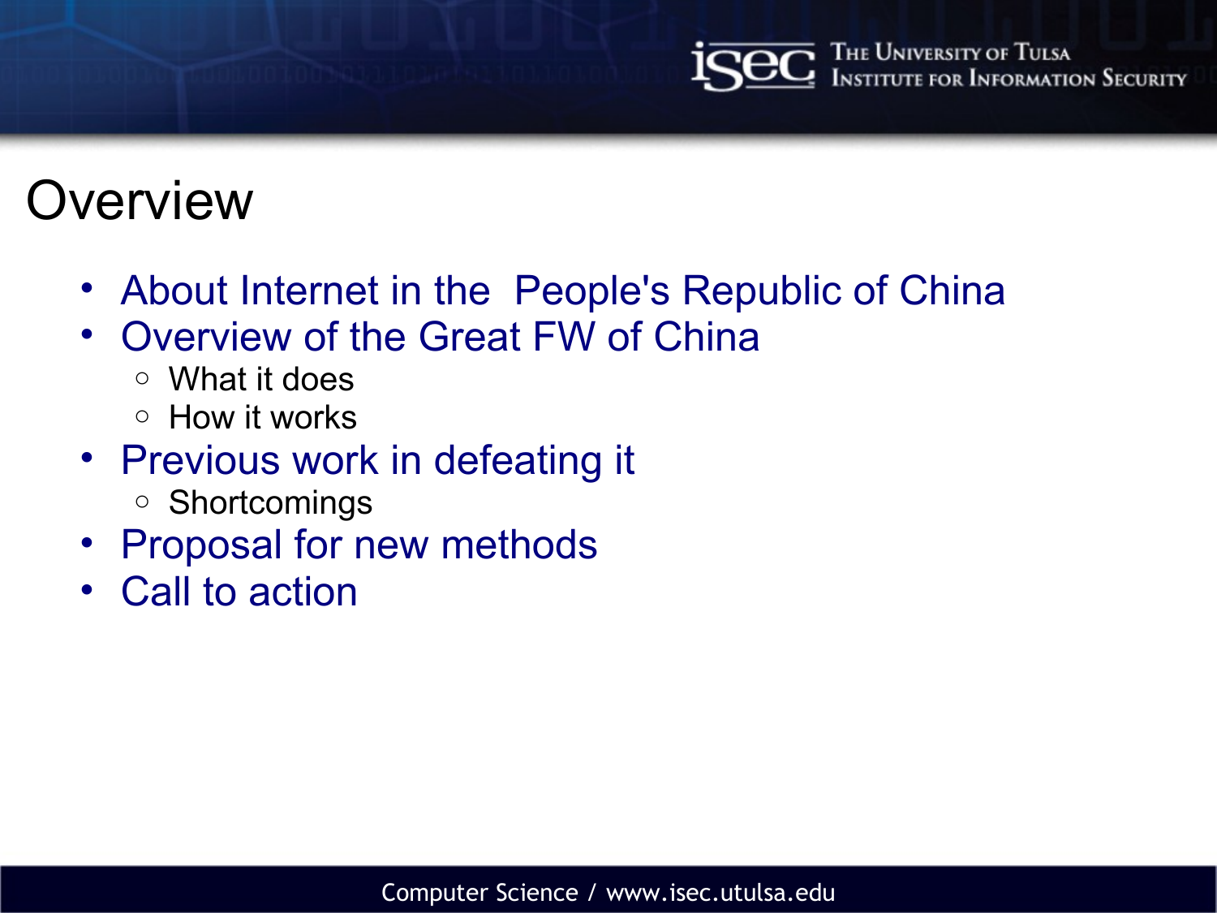# Overview

- About Internet in the People's Republic of China
- Overview of the Great FW of China
  - What it does
  - How it works
- Previous work in defeating it
  - Shortcomings
- Proposal for new methods
- Call to action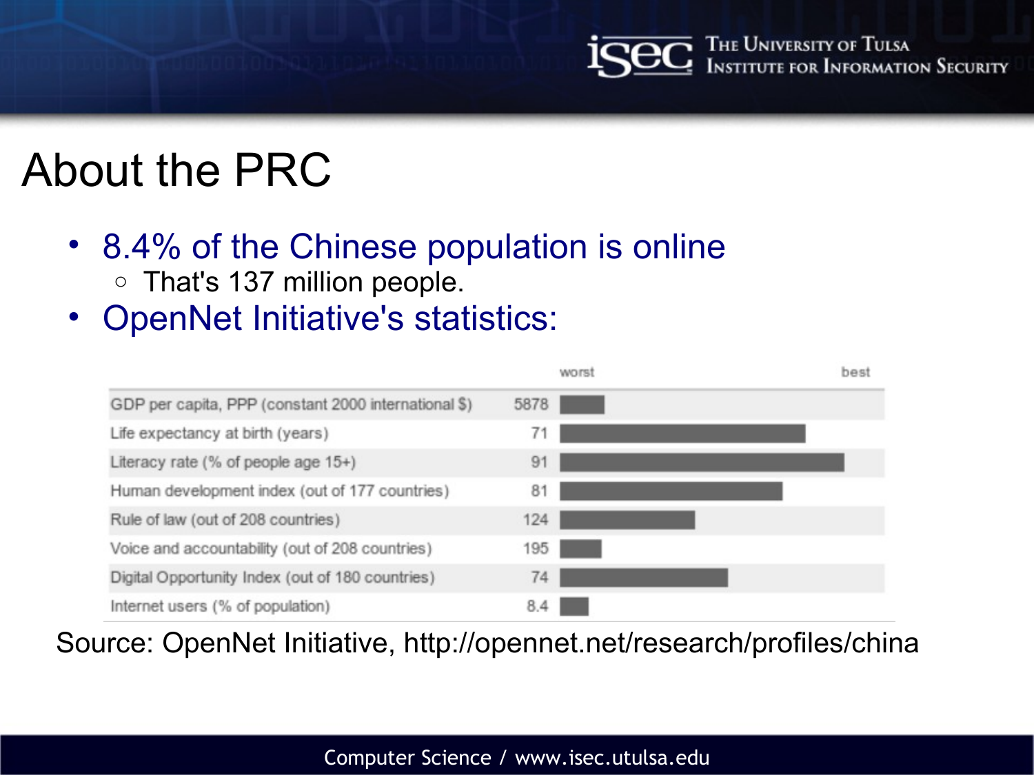# About the PRC

- 8.4% of the Chinese population is online
  - That's 137 million people.
- OpenNet Initiative's statistics:

| | | worst — best |
|---|---|---|
| GDP per capita, PPP (constant 2000 international $) | 5878 | |
| Life expectancy at birth (years) | 71 | |
| Literacy rate (% of people age 15+) | 91 | |
| Human development index (out of 177 countries) | 81 | |
| Rule of law (out of 208 countries) | 124 | |
| Voice and accountability (out of 208 countries) | 195 | |
| Digital Opportunity Index (out of 180 countries) | 74 | |
| Internet users (% of population) | 8.4 | |

Source: OpenNet Initiative, http://opennet.net/research/profiles/china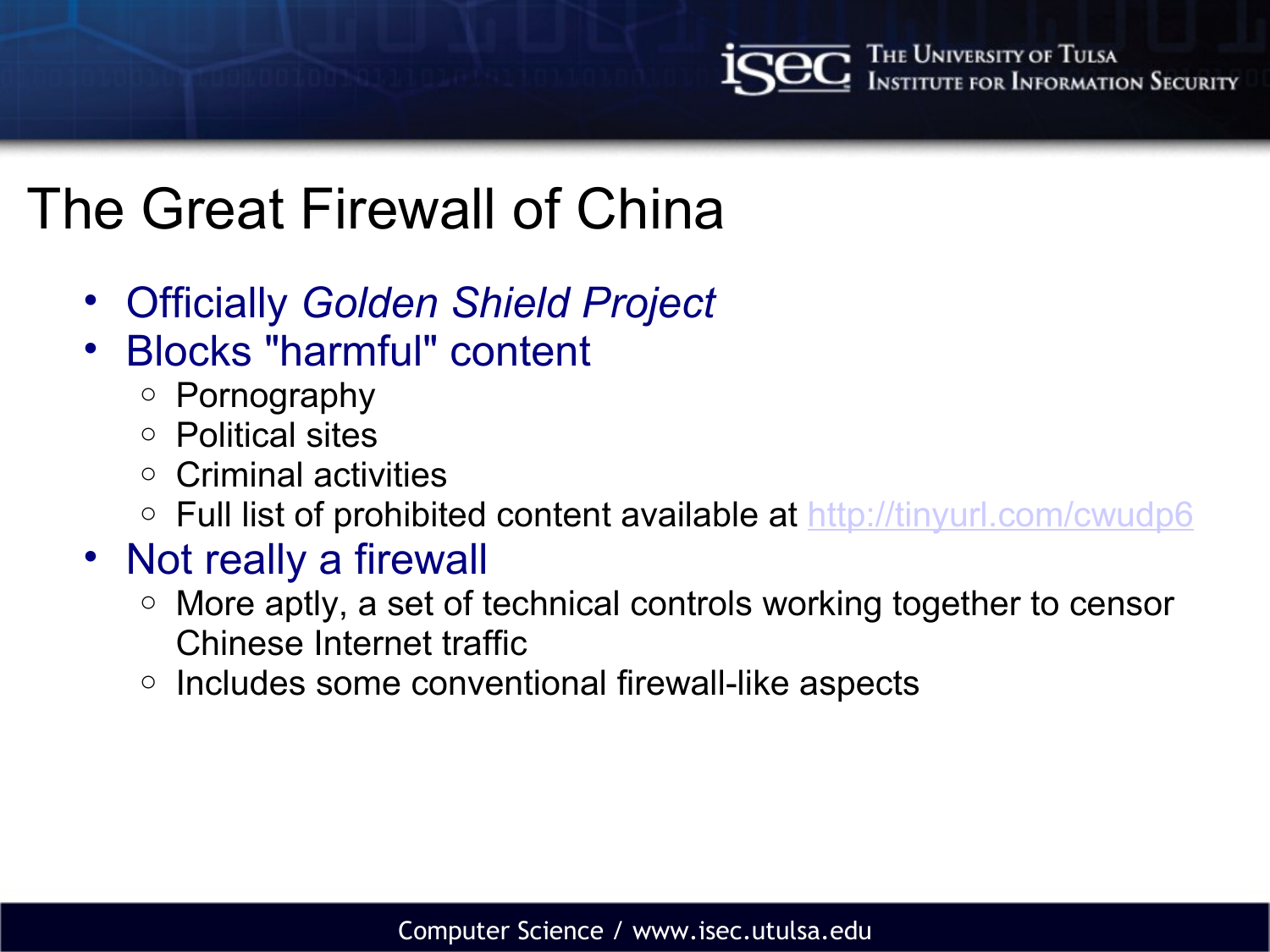# The Great Firewall of China

- Officially *Golden Shield Project*
- Blocks "harmful" content
  - Pornography
  - Political sites
  - Criminal activities
  - Full list of prohibited content available at http://tinyurl.com/cwudp6
- Not really a firewall
  - More aptly, a set of technical controls working together to censor Chinese Internet traffic
  - Includes some conventional firewall-like aspects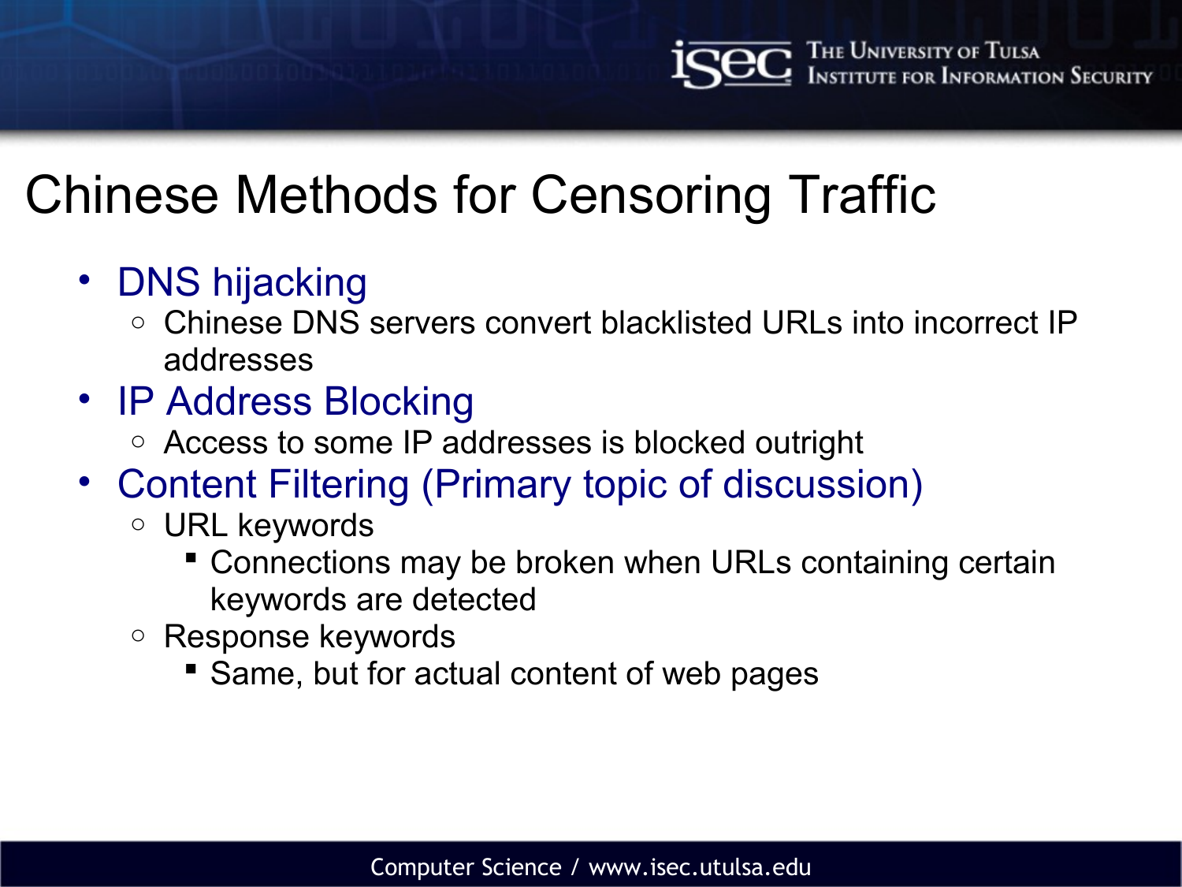# Chinese Methods for Censoring Traffic

- DNS hijacking
  - Chinese DNS servers convert blacklisted URLs into incorrect IP addresses
- IP Address Blocking
  - Access to some IP addresses is blocked outright
- Content Filtering (Primary topic of discussion)
  - URL keywords
    - Connections may be broken when URLs containing certain keywords are detected
  - Response keywords
    - Same, but for actual content of web pages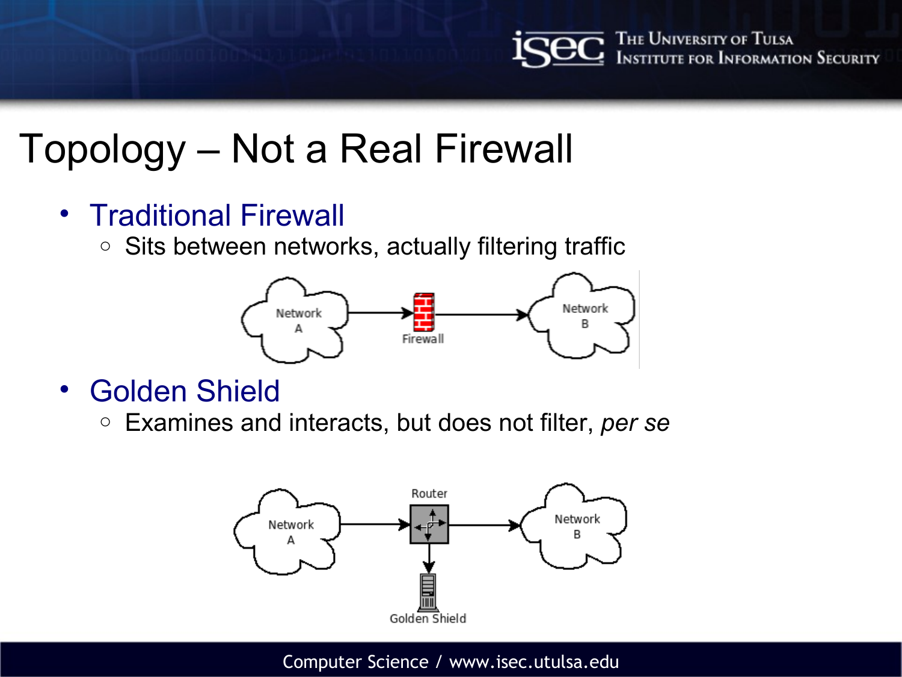# Topology – Not a Real Firewall

- Traditional Firewall
  - Sits between networks, actually filtering traffic
- Golden Shield
  - Examines and interacts, but does not filter, *per se*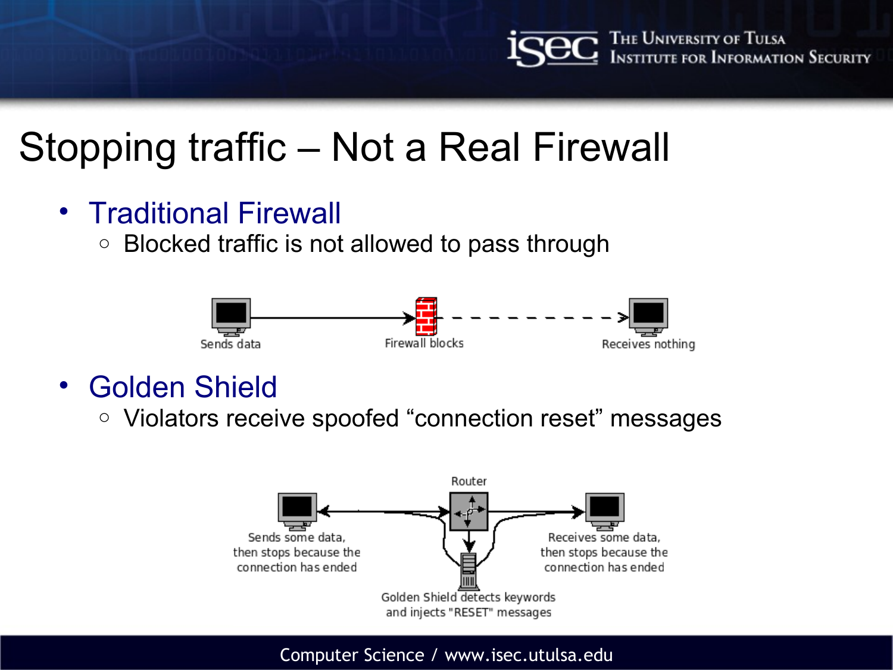# Stopping traffic – Not a Real Firewall

- Traditional Firewall
  - Blocked traffic is not allowed to pass through

Sends data — Firewall blocks — Receives nothing

- Golden Shield
  - Violators receive spoofed "connection reset" messages

Router

Sends some data, then stops because the connection has ended

Receives some data, then stops because the connection has ended

Golden Shield detects keywords and injects "RESET" messages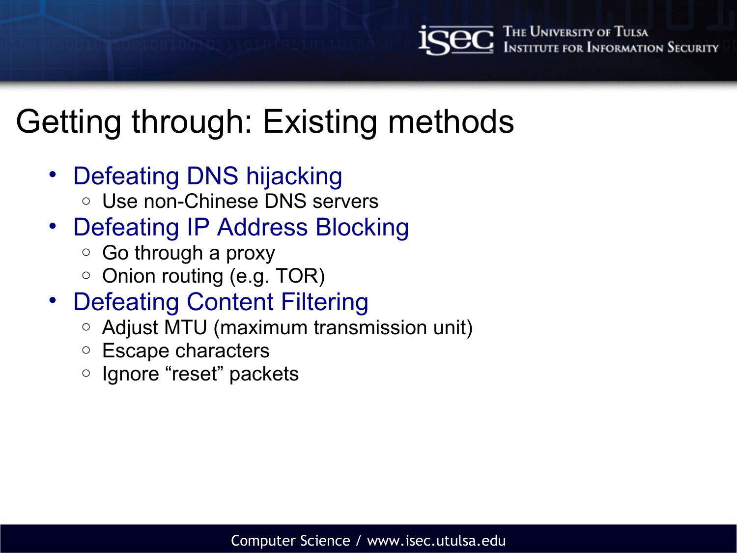# Getting through: Existing methods

- Defeating DNS hijacking
  - Use non-Chinese DNS servers
- Defeating IP Address Blocking
  - Go through a proxy
  - Onion routing (e.g. TOR)
- Defeating Content Filtering
  - Adjust MTU (maximum transmission unit)
  - Escape characters
  - Ignore “reset” packets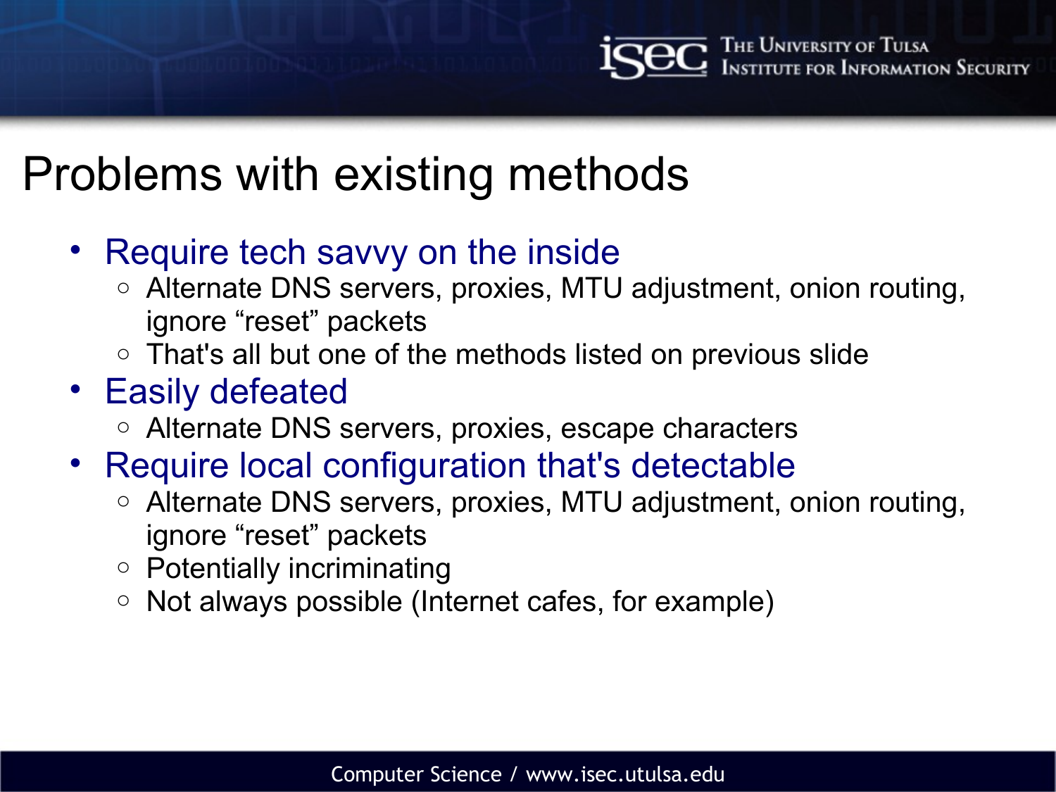# Problems with existing methods

- Require tech savvy on the inside
  - Alternate DNS servers, proxies, MTU adjustment, onion routing, ignore “reset” packets
  - That's all but one of the methods listed on previous slide
- Easily defeated
  - Alternate DNS servers, proxies, escape characters
- Require local configuration that's detectable
  - Alternate DNS servers, proxies, MTU adjustment, onion routing, ignore “reset” packets
  - Potentially incriminating
  - Not always possible (Internet cafes, for example)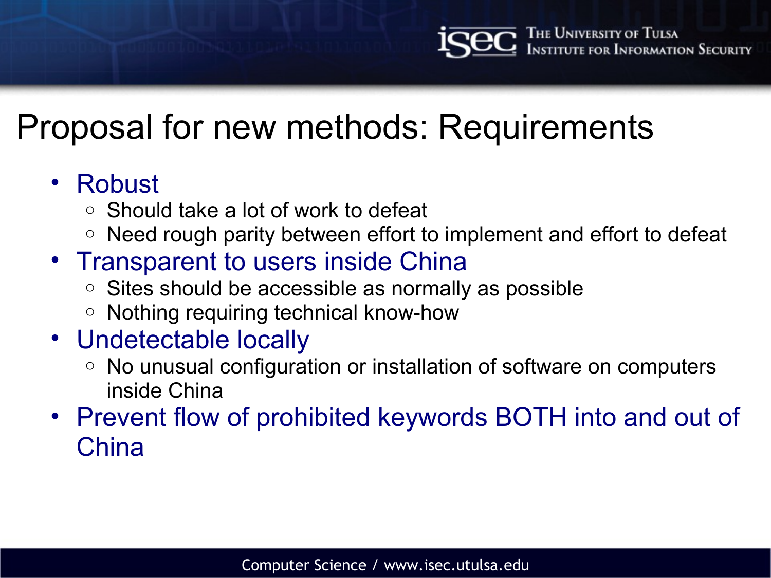# Proposal for new methods: Requirements

- Robust
  - Should take a lot of work to defeat
  - Need rough parity between effort to implement and effort to defeat
- Transparent to users inside China
  - Sites should be accessible as normally as possible
  - Nothing requiring technical know-how
- Undetectable locally
  - No unusual configuration or installation of software on computers inside China
- Prevent flow of prohibited keywords BOTH into and out of China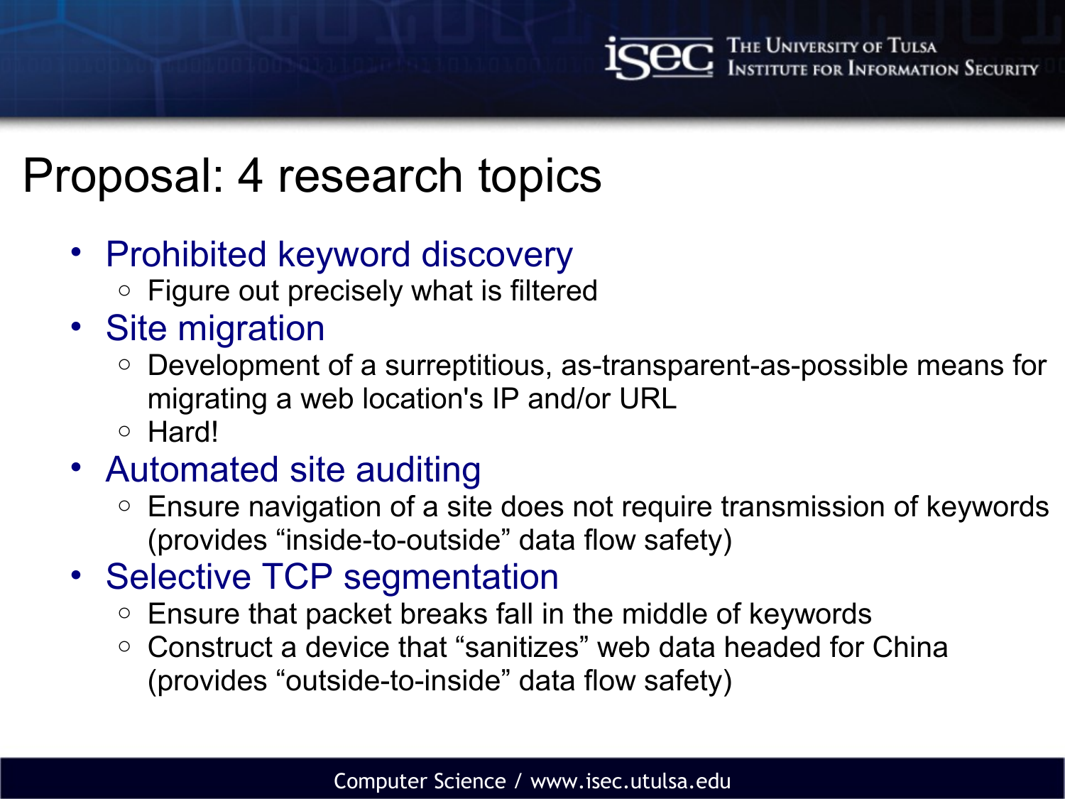# Proposal: 4 research topics

- Prohibited keyword discovery
  - Figure out precisely what is filtered
- Site migration
  - Development of a surreptitious, as-transparent-as-possible means for migrating a web location's IP and/or URL
  - Hard!
- Automated site auditing
  - Ensure navigation of a site does not require transmission of keywords (provides "inside-to-outside" data flow safety)
- Selective TCP segmentation
  - Ensure that packet breaks fall in the middle of keywords
  - Construct a device that "sanitizes" web data headed for China (provides "outside-to-inside" data flow safety)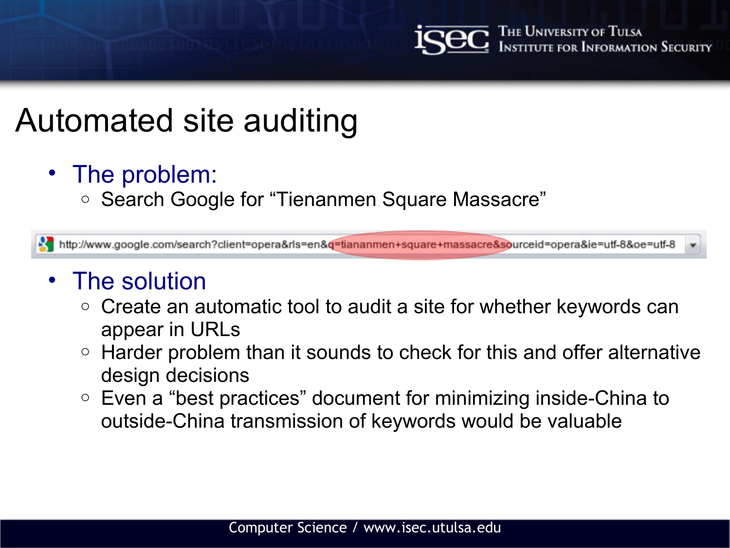# Automated site auditing

- The problem:
  - Search Google for "Tienanmen Square Massacre"

```
http://www.google.com/search?client=opera&rls=en&q=tiananmen+square+massacre&sourceid=opera&ie=utf-8&oe=utf-8
```

- The solution
  - Create an automatic tool to audit a site for whether keywords can appear in URLs
  - Harder problem than it sounds to check for this and offer alternative design decisions
  - Even a "best practices" document for minimizing inside-China to outside-China transmission of keywords would be valuable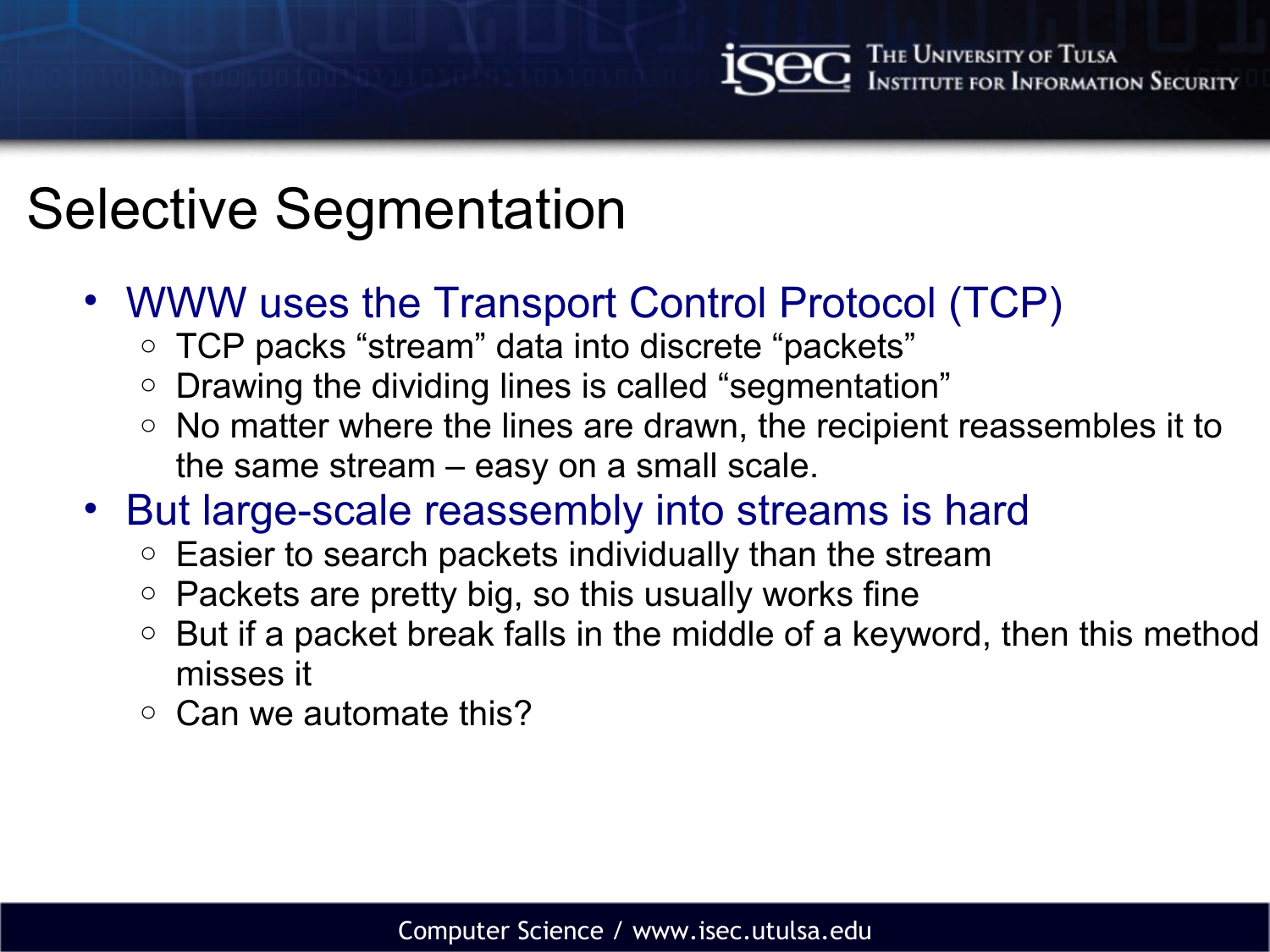# Selective Segmentation

- WWW uses the Transport Control Protocol (TCP)
  - TCP packs "stream" data into discrete "packets"
  - Drawing the dividing lines is called "segmentation"
  - No matter where the lines are drawn, the recipient reassembles it to the same stream – easy on a small scale.
- But large-scale reassembly into streams is hard
  - Easier to search packets individually than the stream
  - Packets are pretty big, so this usually works fine
  - But if a packet break falls in the middle of a keyword, then this method misses it
  - Can we automate this?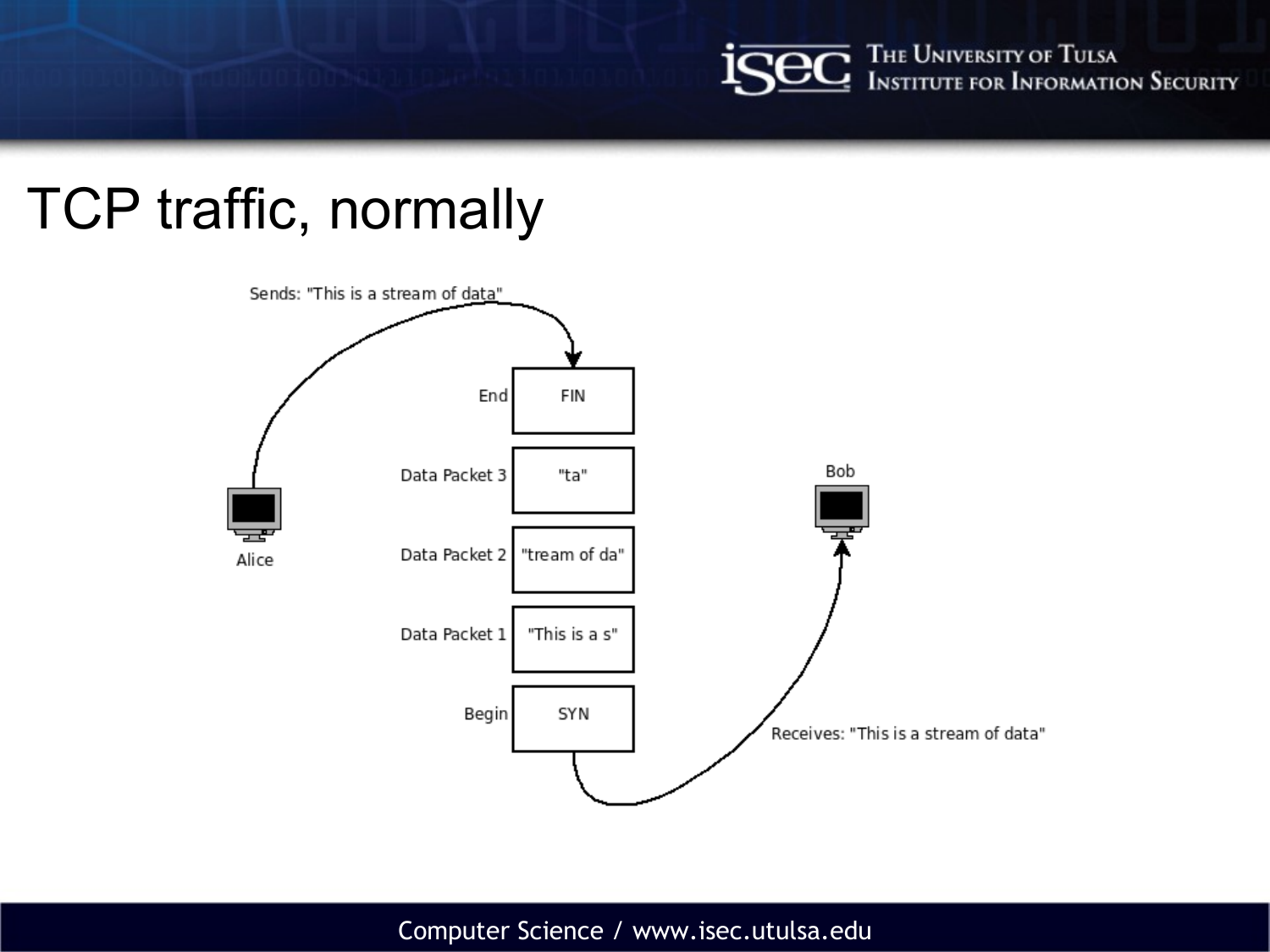# TCP traffic, normally

Sends: "This is a stream of data"

| | |
|---|---|
| End | FIN |
| Data Packet 3 | "ta" |
| Data Packet 2 | "tream of da" |
| Data Packet 1 | "This is a s" |
| Begin | SYN |

Alice

Bob

Receives: "This is a stream of data"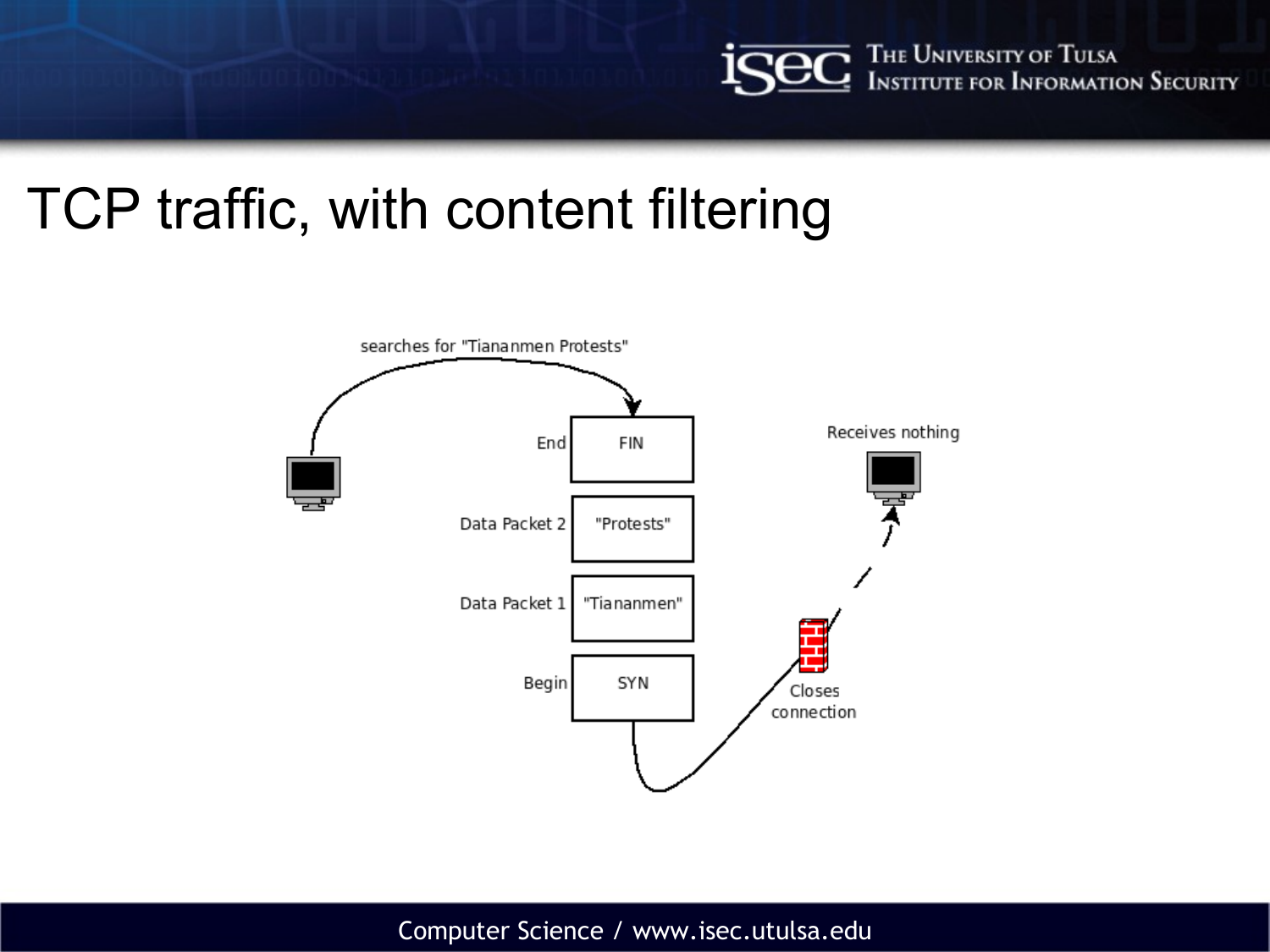# TCP traffic, with content filtering

searches for "Tiananmen Protests"

| | |
|---|---|
| End | FIN |
| Data Packet 2 | "Protests" |
| Data Packet 1 | "Tiananmen" |
| Begin | SYN |

Closes connection

Receives nothing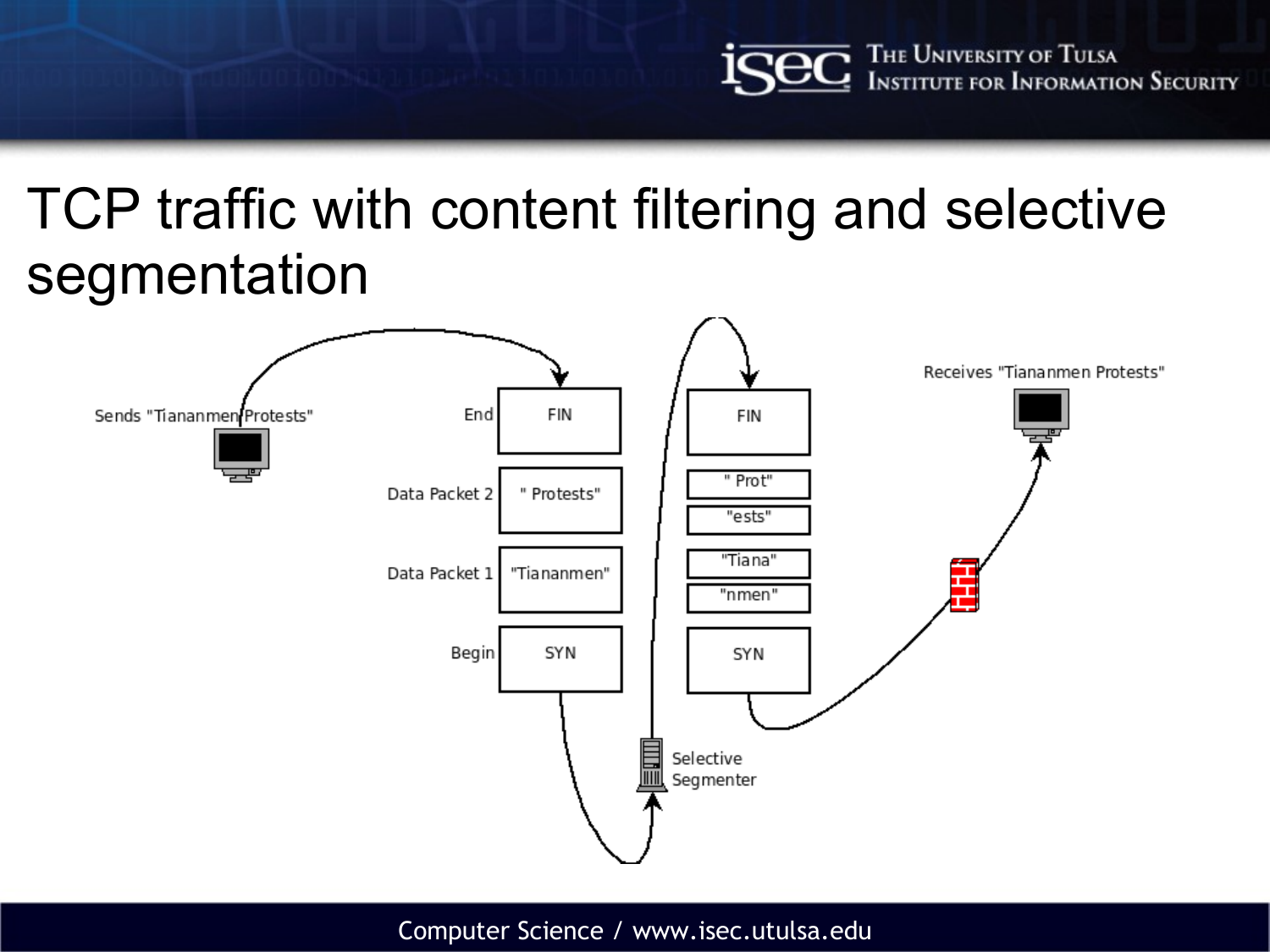# TCP traffic with content filtering and selective segmentation

Sends "Tiananmen Protests"

End — FIN

Data Packet 2 — " Protests"

Data Packet 1 — "Tiananmen"

Begin — SYN

Selective Segmenter

FIN

" Prot"

"ests"

"Tiana"

"nmen"

SYN

Receives "Tiananmen Protests"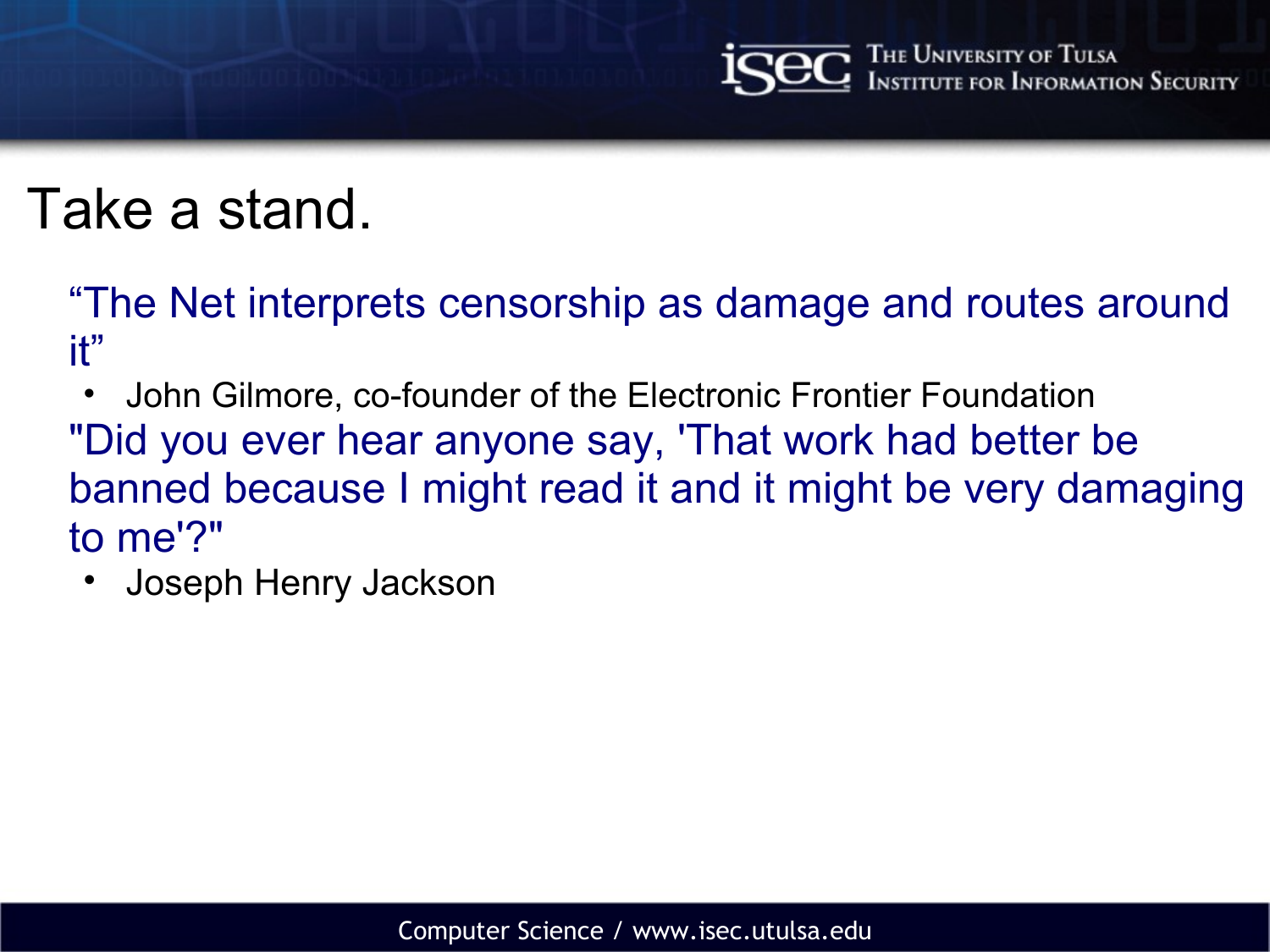# Take a stand.

“The Net interprets censorship as damage and routes around it”

- John Gilmore, co-founder of the Electronic Frontier Foundation

"Did you ever hear anyone say, 'That work had better be banned because I might read it and it might be very damaging to me'?"

- Joseph Henry Jackson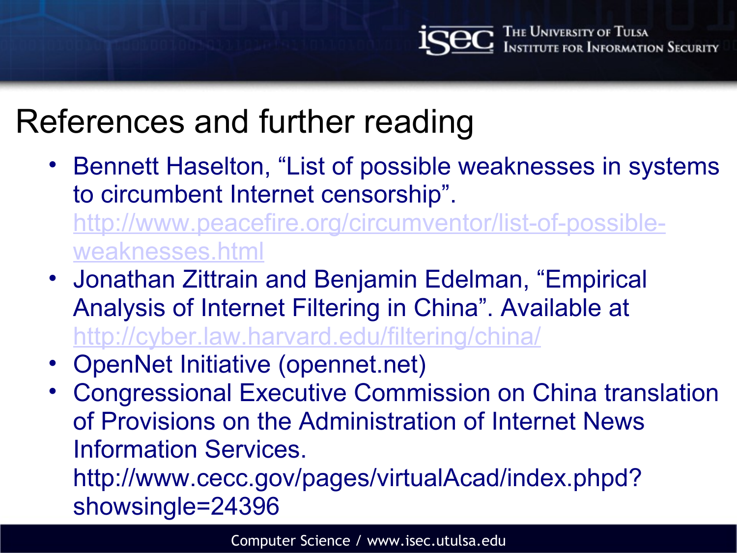# References and further reading

- Bennett Haselton, “List of possible weaknesses in systems to circumbent Internet censorship”. http://www.peacefire.org/circumventor/list-of-possible-weaknesses.html
- Jonathan Zittrain and Benjamin Edelman, “Empirical Analysis of Internet Filtering in China”. Available at http://cyber.law.harvard.edu/filtering/china/
- OpenNet Initiative (opennet.net)
- Congressional Executive Commission on China translation of Provisions on the Administration of Internet News Information Services. http://www.cecc.gov/pages/virtualAcad/index.phpd?showsingle=24396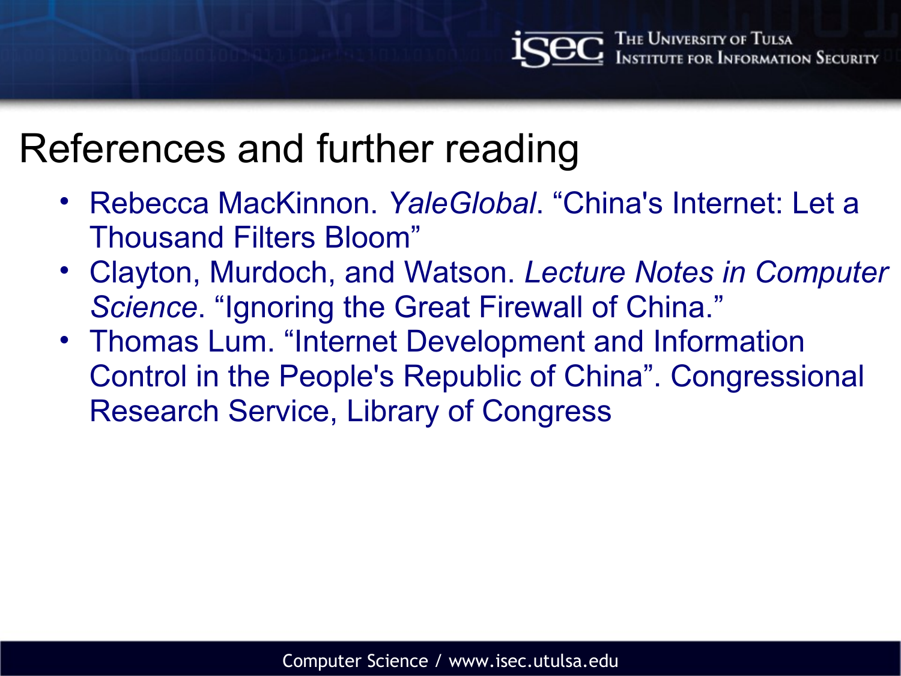# References and further reading

- Rebecca MacKinnon. *YaleGlobal*. "China's Internet: Let a Thousand Filters Bloom"
- Clayton, Murdoch, and Watson. *Lecture Notes in Computer Science*. "Ignoring the Great Firewall of China."
- Thomas Lum. "Internet Development and Information Control in the People's Republic of China". Congressional Research Service, Library of Congress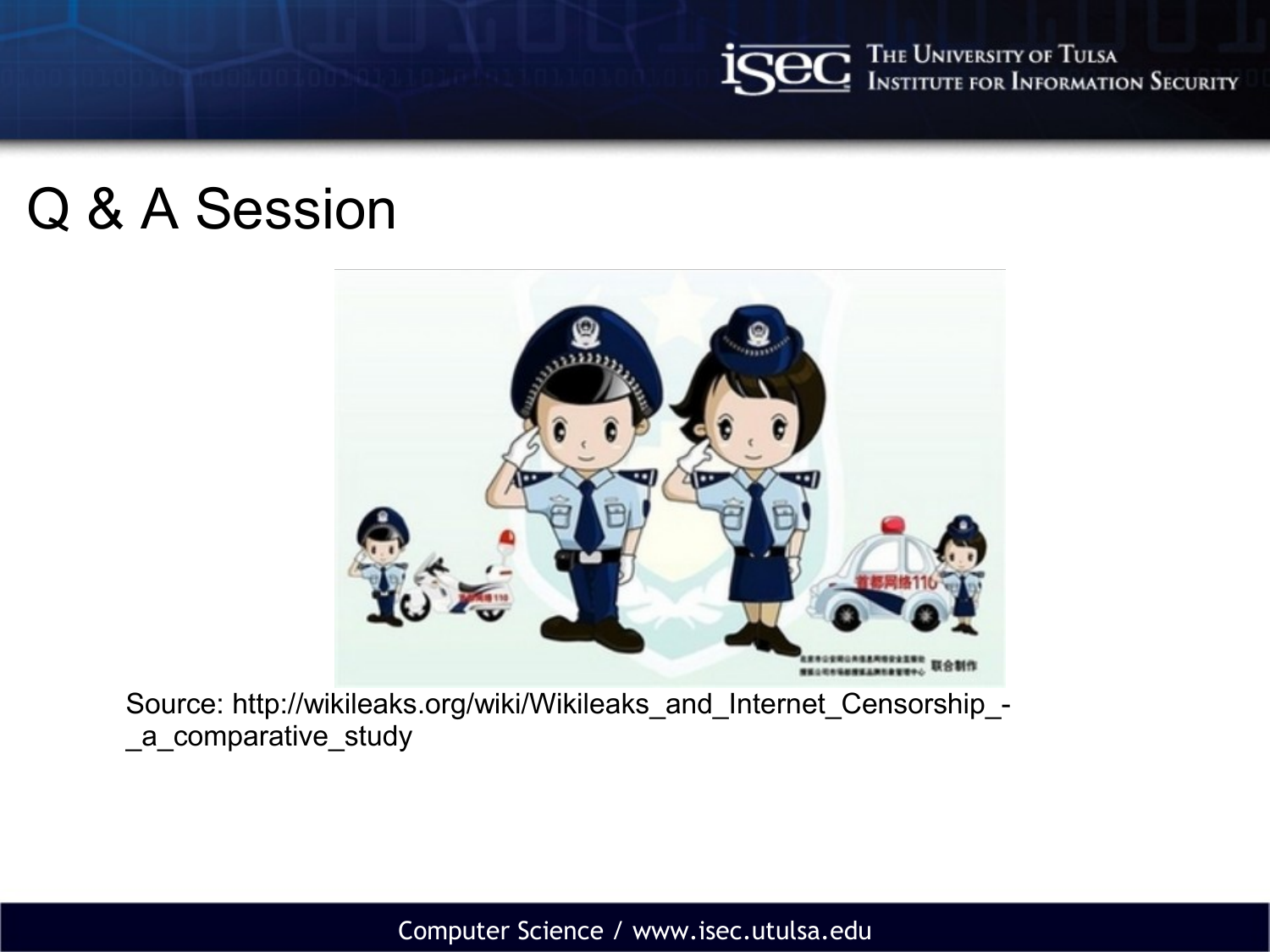# Q & A Session

Source: http://wikileaks.org/wiki/Wikileaks_and_Internet_Censorship_-_a_comparative_study